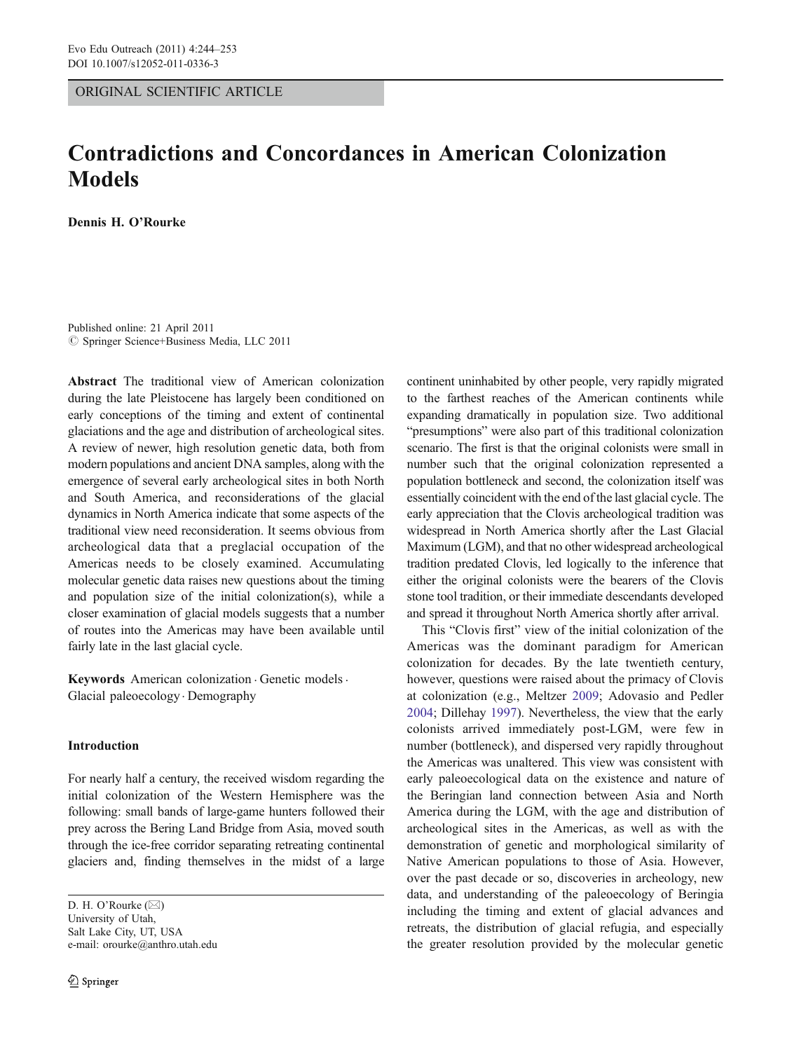ORIGINAL SCIENTIFIC ARTICLE

# Contradictions and Concordances in American Colonization Models

**Dennis H. O'Rourke**

Published online: 21 April 2011
© Springer Science+Business Media, LLC 2011

**Abstract** The traditional view of American colonization during the late Pleistocene has largely been conditioned on early conceptions of the timing and extent of continental glaciations and the age and distribution of archeological sites. A review of newer, high resolution genetic data, both from modern populations and ancient DNA samples, along with the emergence of several early archeological sites in both North and South America, and reconsiderations of the glacial dynamics in North America indicate that some aspects of the traditional view need reconsideration. It seems obvious from archeological data that a preglacial occupation of the Americas needs to be closely examined. Accumulating molecular genetic data raises new questions about the timing and population size of the initial colonization(s), while a closer examination of glacial models suggests that a number of routes into the Americas may have been available until fairly late in the last glacial cycle.

**Keywords** American colonization · Genetic models · Glacial paleoecology · Demography

## Introduction

For nearly half a century, the received wisdom regarding the initial colonization of the Western Hemisphere was the following: small bands of large-game hunters followed their prey across the Bering Land Bridge from Asia, moved south through the ice-free corridor separating retreating continental glaciers and, finding themselves in the midst of a large continent uninhabited by other people, very rapidly migrated to the farthest reaches of the American continents while expanding dramatically in population size. Two additional "presumptions" were also part of this traditional colonization scenario. The first is that the original colonists were small in number such that the original colonization represented a population bottleneck and second, the colonization itself was essentially coincident with the end of the last glacial cycle. The early appreciation that the Clovis archeological tradition was widespread in North America shortly after the Last Glacial Maximum (LGM), and that no other widespread archeological tradition predated Clovis, led logically to the inference that either the original colonists were the bearers of the Clovis stone tool tradition, or their immediate descendants developed and spread it throughout North America shortly after arrival.

This "Clovis first" view of the initial colonization of the Americas was the dominant paradigm for American colonization for decades. By the late twentieth century, however, questions were raised about the primacy of Clovis at colonization (e.g., Meltzer 2009; Adovasio and Pedler 2004; Dillehay 1997). Nevertheless, the view that the early colonists arrived immediately post-LGM, were few in number (bottleneck), and dispersed very rapidly throughout the Americas was unaltered. This view was consistent with early paleoecological data on the existence and nature of the Beringian land connection between Asia and North America during the LGM, with the age and distribution of archeological sites in the Americas, as well as with the demonstration of genetic and morphological similarity of Native American populations to those of Asia. However, over the past decade or so, discoveries in archeology, new data, and understanding of the paleoecology of Beringia including the timing and extent of glacial advances and retreats, the distribution of glacial refugia, and especially the greater resolution provided by the molecular genetic

D. H. O'Rourke (✉)
University of Utah,
Salt Lake City, UT, USA
e-mail: orourke@anthro.utah.edu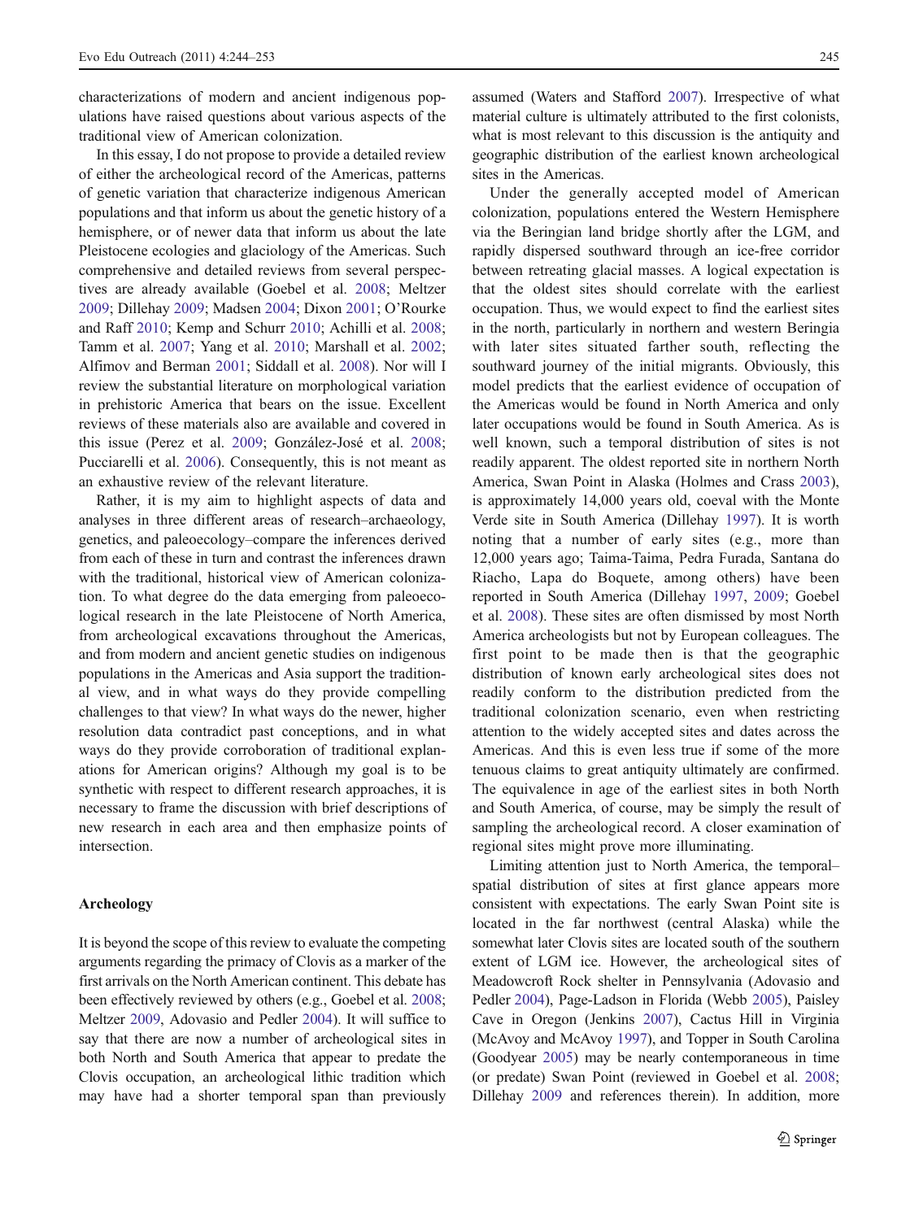characterizations of modern and ancient indigenous populations have raised questions about various aspects of the traditional view of American colonization.

In this essay, I do not propose to provide a detailed review of either the archeological record of the Americas, patterns of genetic variation that characterize indigenous American populations and that inform us about the genetic history of a hemisphere, or of newer data that inform us about the late Pleistocene ecologies and glaciology of the Americas. Such comprehensive and detailed reviews from several perspectives are already available (Goebel et al. 2008; Meltzer 2009; Dillehay 2009; Madsen 2004; Dixon 2001; O'Rourke and Raff 2010; Kemp and Schurr 2010; Achilli et al. 2008; Tamm et al. 2007; Yang et al. 2010; Marshall et al. 2002; Alfimov and Berman 2001; Siddall et al. 2008). Nor will I review the substantial literature on morphological variation in prehistoric America that bears on the issue. Excellent reviews of these materials also are available and covered in this issue (Perez et al. 2009; González-José et al. 2008; Pucciarelli et al. 2006). Consequently, this is not meant as an exhaustive review of the relevant literature.

Rather, it is my aim to highlight aspects of data and analyses in three different areas of research–archaeology, genetics, and paleoecology–compare the inferences derived from each of these in turn and contrast the inferences drawn with the traditional, historical view of American colonization. To what degree do the data emerging from paleoecological research in the late Pleistocene of North America, from archeological excavations throughout the Americas, and from modern and ancient genetic studies on indigenous populations in the Americas and Asia support the traditional view, and in what ways do they provide compelling challenges to that view? In what ways do the newer, higher resolution data contradict past conceptions, and in what ways do they provide corroboration of traditional explanations for American origins? Although my goal is to be synthetic with respect to different research approaches, it is necessary to frame the discussion with brief descriptions of new research in each area and then emphasize points of intersection.

## Archeology

It is beyond the scope of this review to evaluate the competing arguments regarding the primacy of Clovis as a marker of the first arrivals on the North American continent. This debate has been effectively reviewed by others (e.g., Goebel et al. 2008; Meltzer 2009, Adovasio and Pedler 2004). It will suffice to say that there are now a number of archeological sites in both North and South America that appear to predate the Clovis occupation, an archeological lithic tradition which may have had a shorter temporal span than previously assumed (Waters and Stafford 2007). Irrespective of what material culture is ultimately attributed to the first colonists, what is most relevant to this discussion is the antiquity and geographic distribution of the earliest known archeological sites in the Americas.

Under the generally accepted model of American colonization, populations entered the Western Hemisphere via the Beringian land bridge shortly after the LGM, and rapidly dispersed southward through an ice-free corridor between retreating glacial masses. A logical expectation is that the oldest sites should correlate with the earliest occupation. Thus, we would expect to find the earliest sites in the north, particularly in northern and western Beringia with later sites situated farther south, reflecting the southward journey of the initial migrants. Obviously, this model predicts that the earliest evidence of occupation of the Americas would be found in North America and only later occupations would be found in South America. As is well known, such a temporal distribution of sites is not readily apparent. The oldest reported site in northern North America, Swan Point in Alaska (Holmes and Crass 2003), is approximately 14,000 years old, coeval with the Monte Verde site in South America (Dillehay 1997). It is worth noting that a number of early sites (e.g., more than 12,000 years ago; Taima-Taima, Pedra Furada, Santana do Riacho, Lapa do Boquete, among others) have been reported in South America (Dillehay 1997, 2009; Goebel et al. 2008). These sites are often dismissed by most North America archeologists but not by European colleagues. The first point to be made then is that the geographic distribution of known early archeological sites does not readily conform to the distribution predicted from the traditional colonization scenario, even when restricting attention to the widely accepted sites and dates across the Americas. And this is even less true if some of the more tenuous claims to great antiquity ultimately are confirmed. The equivalence in age of the earliest sites in both North and South America, of course, may be simply the result of sampling the archeological record. A closer examination of regional sites might prove more illuminating.

Limiting attention just to North America, the temporal–spatial distribution of sites at first glance appears more consistent with expectations. The early Swan Point site is located in the far northwest (central Alaska) while the somewhat later Clovis sites are located south of the southern extent of LGM ice. However, the archeological sites of Meadowcroft Rock shelter in Pennsylvania (Adovasio and Pedler 2004), Page-Ladson in Florida (Webb 2005), Paisley Cave in Oregon (Jenkins 2007), Cactus Hill in Virginia (McAvoy and McAvoy 1997), and Topper in South Carolina (Goodyear 2005) may be nearly contemporaneous in time (or predate) Swan Point (reviewed in Goebel et al. 2008; Dillehay 2009 and references therein). In addition, more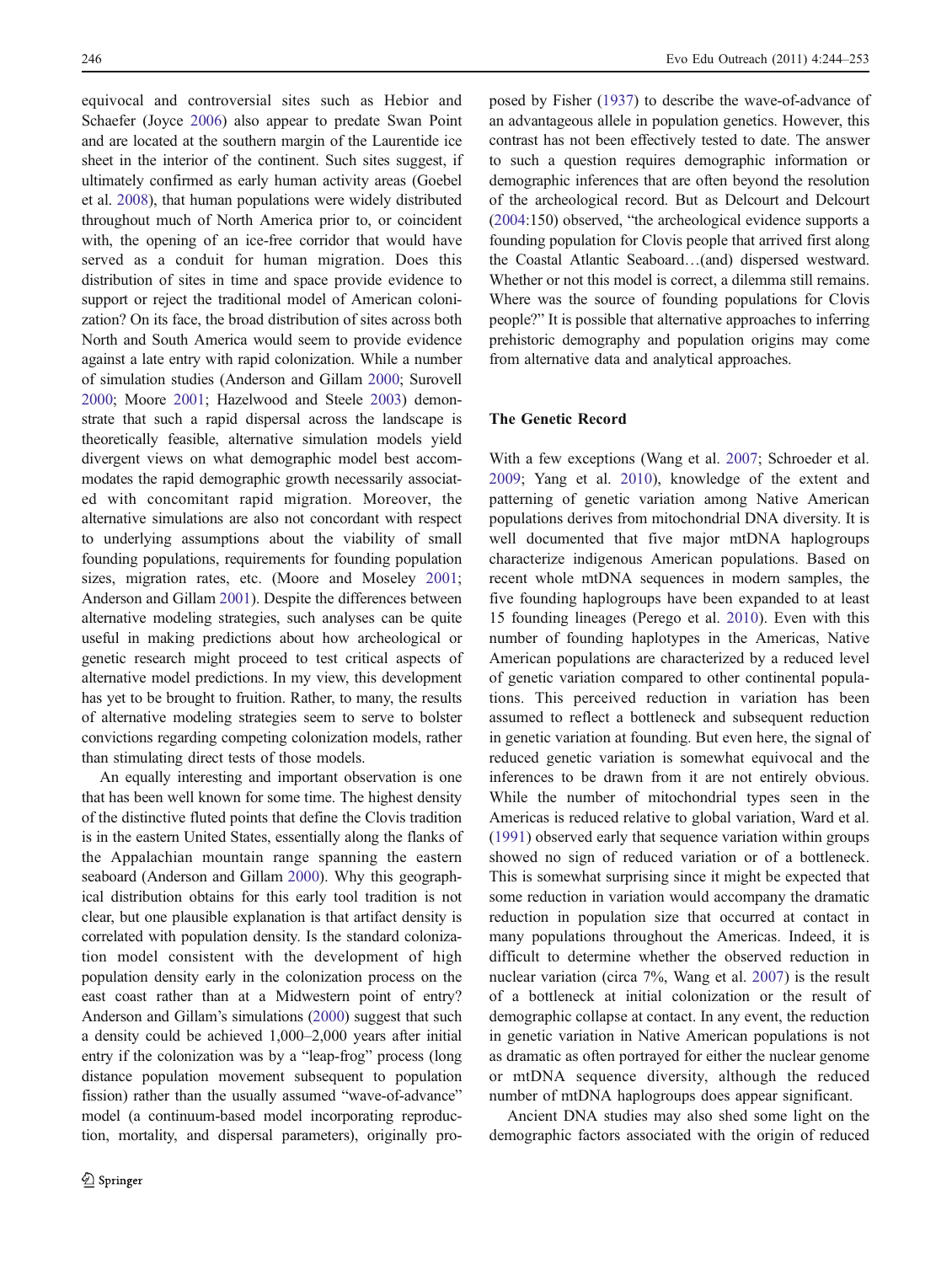equivocal and controversial sites such as Hebior and Schaefer (Joyce 2006) also appear to predate Swan Point and are located at the southern margin of the Laurentide ice sheet in the interior of the continent. Such sites suggest, if ultimately confirmed as early human activity areas (Goebel et al. 2008), that human populations were widely distributed throughout much of North America prior to, or coincident with, the opening of an ice-free corridor that would have served as a conduit for human migration. Does this distribution of sites in time and space provide evidence to support or reject the traditional model of American colonization? On its face, the broad distribution of sites across both North and South America would seem to provide evidence against a late entry with rapid colonization. While a number of simulation studies (Anderson and Gillam 2000; Surovell 2000; Moore 2001; Hazelwood and Steele 2003) demonstrate that such a rapid dispersal across the landscape is theoretically feasible, alternative simulation models yield divergent views on what demographic model best accommodates the rapid demographic growth necessarily associated with concomitant rapid migration. Moreover, the alternative simulations are also not concordant with respect to underlying assumptions about the viability of small founding populations, requirements for founding population sizes, migration rates, etc. (Moore and Moseley 2001; Anderson and Gillam 2001). Despite the differences between alternative modeling strategies, such analyses can be quite useful in making predictions about how archeological or genetic research might proceed to test critical aspects of alternative model predictions. In my view, this development has yet to be brought to fruition. Rather, to many, the results of alternative modeling strategies seem to serve to bolster convictions regarding competing colonization models, rather than stimulating direct tests of those models.

An equally interesting and important observation is one that has been well known for some time. The highest density of the distinctive fluted points that define the Clovis tradition is in the eastern United States, essentially along the flanks of the Appalachian mountain range spanning the eastern seaboard (Anderson and Gillam 2000). Why this geographical distribution obtains for this early tool tradition is not clear, but one plausible explanation is that artifact density is correlated with population density. Is the standard colonization model consistent with the development of high population density early in the colonization process on the east coast rather than at a Midwestern point of entry? Anderson and Gillam's simulations (2000) suggest that such a density could be achieved 1,000–2,000 years after initial entry if the colonization was by a "leap-frog" process (long distance population movement subsequent to population fission) rather than the usually assumed "wave-of-advance" model (a continuum-based model incorporating reproduction, mortality, and dispersal parameters), originally proposed by Fisher (1937) to describe the wave-of-advance of an advantageous allele in population genetics. However, this contrast has not been effectively tested to date. The answer to such a question requires demographic information or demographic inferences that are often beyond the resolution of the archeological record. But as Delcourt and Delcourt (2004:150) observed, "the archeological evidence supports a founding population for Clovis people that arrived first along the Coastal Atlantic Seaboard…(and) dispersed westward. Whether or not this model is correct, a dilemma still remains. Where was the source of founding populations for Clovis people?" It is possible that alternative approaches to inferring prehistoric demography and population origins may come from alternative data and analytical approaches.

## The Genetic Record

With a few exceptions (Wang et al. 2007; Schroeder et al. 2009; Yang et al. 2010), knowledge of the extent and patterning of genetic variation among Native American populations derives from mitochondrial DNA diversity. It is well documented that five major mtDNA haplogroups characterize indigenous American populations. Based on recent whole mtDNA sequences in modern samples, the five founding haplogroups have been expanded to at least 15 founding lineages (Perego et al. 2010). Even with this number of founding haplotypes in the Americas, Native American populations are characterized by a reduced level of genetic variation compared to other continental populations. This perceived reduction in variation has been assumed to reflect a bottleneck and subsequent reduction in genetic variation at founding. But even here, the signal of reduced genetic variation is somewhat equivocal and the inferences to be drawn from it are not entirely obvious. While the number of mitochondrial types seen in the Americas is reduced relative to global variation, Ward et al. (1991) observed early that sequence variation within groups showed no sign of reduced variation or of a bottleneck. This is somewhat surprising since it might be expected that some reduction in variation would accompany the dramatic reduction in population size that occurred at contact in many populations throughout the Americas. Indeed, it is difficult to determine whether the observed reduction in nuclear variation (circa 7%, Wang et al. 2007) is the result of a bottleneck at initial colonization or the result of demographic collapse at contact. In any event, the reduction in genetic variation in Native American populations is not as dramatic as often portrayed for either the nuclear genome or mtDNA sequence diversity, although the reduced number of mtDNA haplogroups does appear significant.

Ancient DNA studies may also shed some light on the demographic factors associated with the origin of reduced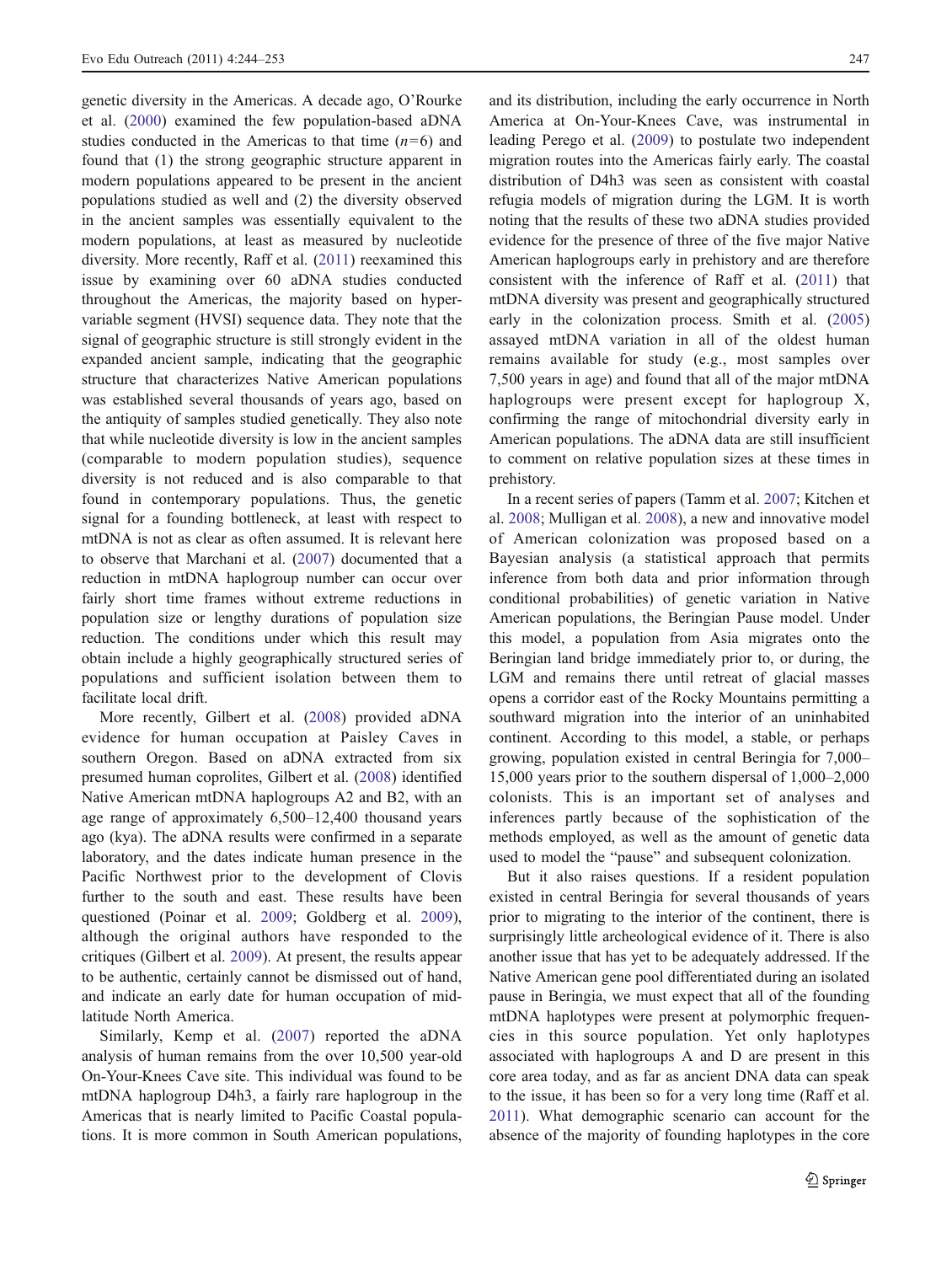genetic diversity in the Americas. A decade ago, O'Rourke et al. (2000) examined the few population-based aDNA studies conducted in the Americas to that time ($n=6$) and found that (1) the strong geographic structure apparent in modern populations appeared to be present in the ancient populations studied as well and (2) the diversity observed in the ancient samples was essentially equivalent to the modern populations, at least as measured by nucleotide diversity. More recently, Raff et al. (2011) reexamined this issue by examining over 60 aDNA studies conducted throughout the Americas, the majority based on hypervariable segment (HVSI) sequence data. They note that the signal of geographic structure is still strongly evident in the expanded ancient sample, indicating that the geographic structure that characterizes Native American populations was established several thousands of years ago, based on the antiquity of samples studied genetically. They also note that while nucleotide diversity is low in the ancient samples (comparable to modern population studies), sequence diversity is not reduced and is also comparable to that found in contemporary populations. Thus, the genetic signal for a founding bottleneck, at least with respect to mtDNA is not as clear as often assumed. It is relevant here to observe that Marchani et al. (2007) documented that a reduction in mtDNA haplogroup number can occur over fairly short time frames without extreme reductions in population size or lengthy durations of population size reduction. The conditions under which this result may obtain include a highly geographically structured series of populations and sufficient isolation between them to facilitate local drift.

More recently, Gilbert et al. (2008) provided aDNA evidence for human occupation at Paisley Caves in southern Oregon. Based on aDNA extracted from six presumed human coprolites, Gilbert et al. (2008) identified Native American mtDNA haplogroups A2 and B2, with an age range of approximately 6,500–12,400 thousand years ago (kya). The aDNA results were confirmed in a separate laboratory, and the dates indicate human presence in the Pacific Northwest prior to the development of Clovis further to the south and east. These results have been questioned (Poinar et al. 2009; Goldberg et al. 2009), although the original authors have responded to the critiques (Gilbert et al. 2009). At present, the results appear to be authentic, certainly cannot be dismissed out of hand, and indicate an early date for human occupation of mid-latitude North America.

Similarly, Kemp et al. (2007) reported the aDNA analysis of human remains from the over 10,500 year-old On-Your-Knees Cave site. This individual was found to be mtDNA haplogroup D4h3, a fairly rare haplogroup in the Americas that is nearly limited to Pacific Coastal populations. It is more common in South American populations, and its distribution, including the early occurrence in North America at On-Your-Knees Cave, was instrumental in leading Perego et al. (2009) to postulate two independent migration routes into the Americas fairly early. The coastal distribution of D4h3 was seen as consistent with coastal refugia models of migration during the LGM. It is worth noting that the results of these two aDNA studies provided evidence for the presence of three of the five major Native American haplogroups early in prehistory and are therefore consistent with the inference of Raff et al. (2011) that mtDNA diversity was present and geographically structured early in the colonization process. Smith et al. (2005) assayed mtDNA variation in all of the oldest human remains available for study (e.g., most samples over 7,500 years in age) and found that all of the major mtDNA haplogroups were present except for haplogroup X, confirming the range of mitochondrial diversity early in American populations. The aDNA data are still insufficient to comment on relative population sizes at these times in prehistory.

In a recent series of papers (Tamm et al. 2007; Kitchen et al. 2008; Mulligan et al. 2008), a new and innovative model of American colonization was proposed based on a Bayesian analysis (a statistical approach that permits inference from both data and prior information through conditional probabilities) of genetic variation in Native American populations, the Beringian Pause model. Under this model, a population from Asia migrates onto the Beringian land bridge immediately prior to, or during, the LGM and remains there until retreat of glacial masses opens a corridor east of the Rocky Mountains permitting a southward migration into the interior of an uninhabited continent. According to this model, a stable, or perhaps growing, population existed in central Beringia for 7,000–15,000 years prior to the southern dispersal of 1,000–2,000 colonists. This is an important set of analyses and inferences partly because of the sophistication of the methods employed, as well as the amount of genetic data used to model the "pause" and subsequent colonization.

But it also raises questions. If a resident population existed in central Beringia for several thousands of years prior to migrating to the interior of the continent, there is surprisingly little archeological evidence of it. There is also another issue that has yet to be adequately addressed. If the Native American gene pool differentiated during an isolated pause in Beringia, we must expect that all of the founding mtDNA haplotypes were present at polymorphic frequencies in this source population. Yet only haplotypes associated with haplogroups A and D are present in this core area today, and as far as ancient DNA data can speak to the issue, it has been so for a very long time (Raff et al. 2011). What demographic scenario can account for the absence of the majority of founding haplotypes in the core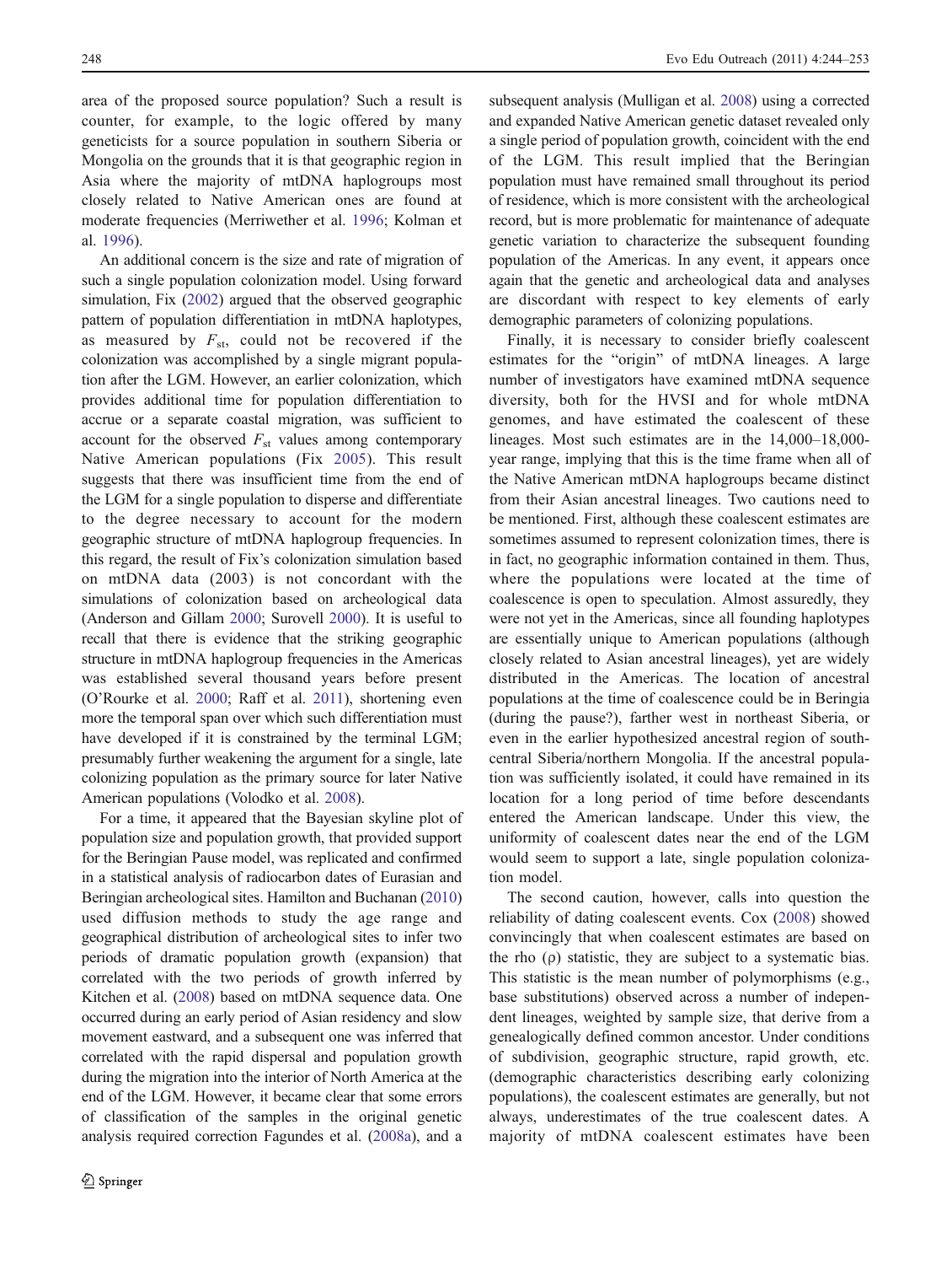area of the proposed source population? Such a result is counter, for example, to the logic offered by many geneticists for a source population in southern Siberia or Mongolia on the grounds that it is that geographic region in Asia where the majority of mtDNA haplogroups most closely related to Native American ones are found at moderate frequencies (Merriwether et al. 1996; Kolman et al. 1996).

An additional concern is the size and rate of migration of such a single population colonization model. Using forward simulation, Fix (2002) argued that the observed geographic pattern of population differentiation in mtDNA haplotypes, as measured by $F_{st}$, could not be recovered if the colonization was accomplished by a single migrant population after the LGM. However, an earlier colonization, which provides additional time for population differentiation to accrue or a separate coastal migration, was sufficient to account for the observed $F_{st}$ values among contemporary Native American populations (Fix 2005). This result suggests that there was insufficient time from the end of the LGM for a single population to disperse and differentiate to the degree necessary to account for the modern geographic structure of mtDNA haplogroup frequencies. In this regard, the result of Fix's colonization simulation based on mtDNA data (2003) is not concordant with the simulations of colonization based on archeological data (Anderson and Gillam 2000; Surovell 2000). It is useful to recall that there is evidence that the striking geographic structure in mtDNA haplogroup frequencies in the Americas was established several thousand years before present (O'Rourke et al. 2000; Raff et al. 2011), shortening even more the temporal span over which such differentiation must have developed if it is constrained by the terminal LGM; presumably further weakening the argument for a single, late colonizing population as the primary source for later Native American populations (Volodko et al. 2008).

For a time, it appeared that the Bayesian skyline plot of population size and population growth, that provided support for the Beringian Pause model, was replicated and confirmed in a statistical analysis of radiocarbon dates of Eurasian and Beringian archeological sites. Hamilton and Buchanan (2010) used diffusion methods to study the age range and geographical distribution of archeological sites to infer two periods of dramatic population growth (expansion) that correlated with the two periods of growth inferred by Kitchen et al. (2008) based on mtDNA sequence data. One occurred during an early period of Asian residency and slow movement eastward, and a subsequent one was inferred that correlated with the rapid dispersal and population growth during the migration into the interior of North America at the end of the LGM. However, it became clear that some errors of classification of the samples in the original genetic analysis required correction Fagundes et al. (2008a), and a subsequent analysis (Mulligan et al. 2008) using a corrected and expanded Native American genetic dataset revealed only a single period of population growth, coincident with the end of the LGM. This result implied that the Beringian population must have remained small throughout its period of residence, which is more consistent with the archeological record, but is more problematic for maintenance of adequate genetic variation to characterize the subsequent founding population of the Americas. In any event, it appears once again that the genetic and archeological data and analyses are discordant with respect to key elements of early demographic parameters of colonizing populations.

Finally, it is necessary to consider briefly coalescent estimates for the "origin" of mtDNA lineages. A large number of investigators have examined mtDNA sequence diversity, both for the HVSI and for whole mtDNA genomes, and have estimated the coalescent of these lineages. Most such estimates are in the 14,000–18,000-year range, implying that this is the time frame when all of the Native American mtDNA haplogroups became distinct from their Asian ancestral lineages. Two cautions need to be mentioned. First, although these coalescent estimates are sometimes assumed to represent colonization times, there is in fact, no geographic information contained in them. Thus, where the populations were located at the time of coalescence is open to speculation. Almost assuredly, they were not yet in the Americas, since all founding haplotypes are essentially unique to American populations (although closely related to Asian ancestral lineages), yet are widely distributed in the Americas. The location of ancestral populations at the time of coalescence could be in Beringia (during the pause?), farther west in northeast Siberia, or even in the earlier hypothesized ancestral region of south-central Siberia/northern Mongolia. If the ancestral population was sufficiently isolated, it could have remained in its location for a long period of time before descendants entered the American landscape. Under this view, the uniformity of coalescent dates near the end of the LGM would seem to support a late, single population colonization model.

The second caution, however, calls into question the reliability of dating coalescent events. Cox (2008) showed convincingly that when coalescent estimates are based on the rho (ρ) statistic, they are subject to a systematic bias. This statistic is the mean number of polymorphisms (e.g., base substitutions) observed across a number of independent lineages, weighted by sample size, that derive from a genealogically defined common ancestor. Under conditions of subdivision, geographic structure, rapid growth, etc. (demographic characteristics describing early colonizing populations), the coalescent estimates are generally, but not always, underestimates of the true coalescent dates. A majority of mtDNA coalescent estimates have been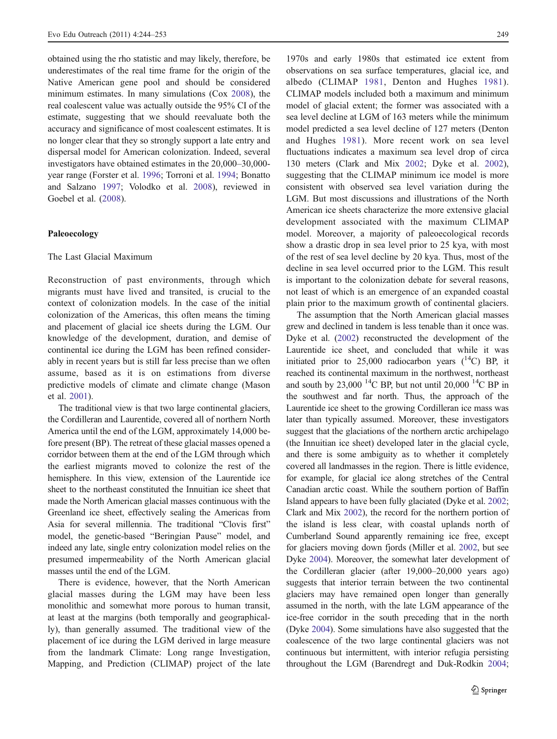obtained using the rho statistic and may likely, therefore, be underestimates of the real time frame for the origin of the Native American gene pool and should be considered minimum estimates. In many simulations (Cox 2008), the real coalescent value was actually outside the 95% CI of the estimate, suggesting that we should reevaluate both the accuracy and significance of most coalescent estimates. It is no longer clear that they so strongly support a late entry and dispersal model for American colonization. Indeed, several investigators have obtained estimates in the 20,000–30,000-year range (Forster et al. 1996; Torroni et al. 1994; Bonatto and Salzano 1997; Volodko et al. 2008), reviewed in Goebel et al. (2008).

## Paleoecology

### The Last Glacial Maximum

Reconstruction of past environments, through which migrants must have lived and transited, is crucial to the context of colonization models. In the case of the initial colonization of the Americas, this often means the timing and placement of glacial ice sheets during the LGM. Our knowledge of the development, duration, and demise of continental ice during the LGM has been refined considerably in recent years but is still far less precise than we often assume, based as it is on estimations from diverse predictive models of climate and climate change (Mason et al. 2001).

The traditional view is that two large continental glaciers, the Cordilleran and Laurentide, covered all of northern North America until the end of the LGM, approximately 14,000 before present (BP). The retreat of these glacial masses opened a corridor between them at the end of the LGM through which the earliest migrants moved to colonize the rest of the hemisphere. In this view, extension of the Laurentide ice sheet to the northeast constituted the Innuitian ice sheet that made the North American glacial masses continuous with the Greenland ice sheet, effectively sealing the Americas from Asia for several millennia. The traditional "Clovis first" model, the genetic-based "Beringian Pause" model, and indeed any late, single entry colonization model relies on the presumed impermeability of the North American glacial masses until the end of the LGM.

There is evidence, however, that the North American glacial masses during the LGM may have been less monolithic and somewhat more porous to human transit, at least at the margins (both temporally and geographically), than generally assumed. The traditional view of the placement of ice during the LGM derived in large measure from the landmark Climate: Long range Investigation, Mapping, and Prediction (CLIMAP) project of the late 1970s and early 1980s that estimated ice extent from observations on sea surface temperatures, glacial ice, and albedo (CLIMAP 1981, Denton and Hughes 1981). CLIMAP models included both a maximum and minimum model of glacial extent; the former was associated with a sea level decline at LGM of 163 meters while the minimum model predicted a sea level decline of 127 meters (Denton and Hughes 1981). More recent work on sea level fluctuations indicates a maximum sea level drop of circa 130 meters (Clark and Mix 2002; Dyke et al. 2002), suggesting that the CLIMAP minimum ice model is more consistent with observed sea level variation during the LGM. But most discussions and illustrations of the North American ice sheets characterize the more extensive glacial development associated with the maximum CLIMAP model. Moreover, a majority of paleoecological records show a drastic drop in sea level prior to 25 kya, with most of the rest of sea level decline by 20 kya. Thus, most of the decline in sea level occurred prior to the LGM. This result is important to the colonization debate for several reasons, not least of which is an emergence of an expanded coastal plain prior to the maximum growth of continental glaciers.

The assumption that the North American glacial masses grew and declined in tandem is less tenable than it once was. Dyke et al. (2002) reconstructed the development of the Laurentide ice sheet, and concluded that while it was initiated prior to 25,000 radiocarbon years ($^{14}C$) BP, it reached its continental maximum in the northwest, northeast and south by 23,000 $^{14}C$ BP, but not until 20,000 $^{14}C$ BP in the southwest and far north. Thus, the approach of the Laurentide ice sheet to the growing Cordilleran ice mass was later than typically assumed. Moreover, these investigators suggest that the glaciations of the northern arctic archipelago (the Innuitian ice sheet) developed later in the glacial cycle, and there is some ambiguity as to whether it completely covered all landmasses in the region. There is little evidence, for example, for glacial ice along stretches of the Central Canadian arctic coast. While the southern portion of Baffin Island appears to have been fully glaciated (Dyke et al. 2002; Clark and Mix 2002), the record for the northern portion of the island is less clear, with coastal uplands north of Cumberland Sound apparently remaining ice free, except for glaciers moving down fjords (Miller et al. 2002, but see Dyke 2004). Moreover, the somewhat later development of the Cordilleran glacier (after 19,000–20,000 years ago) suggests that interior terrain between the two continental glaciers may have remained open longer than generally assumed in the north, with the late LGM appearance of the ice-free corridor in the south preceding that in the north (Dyke 2004). Some simulations have also suggested that the coalescence of the two large continental glaciers was not continuous but intermittent, with interior refugia persisting throughout the LGM (Barendregt and Duk-Rodkin 2004;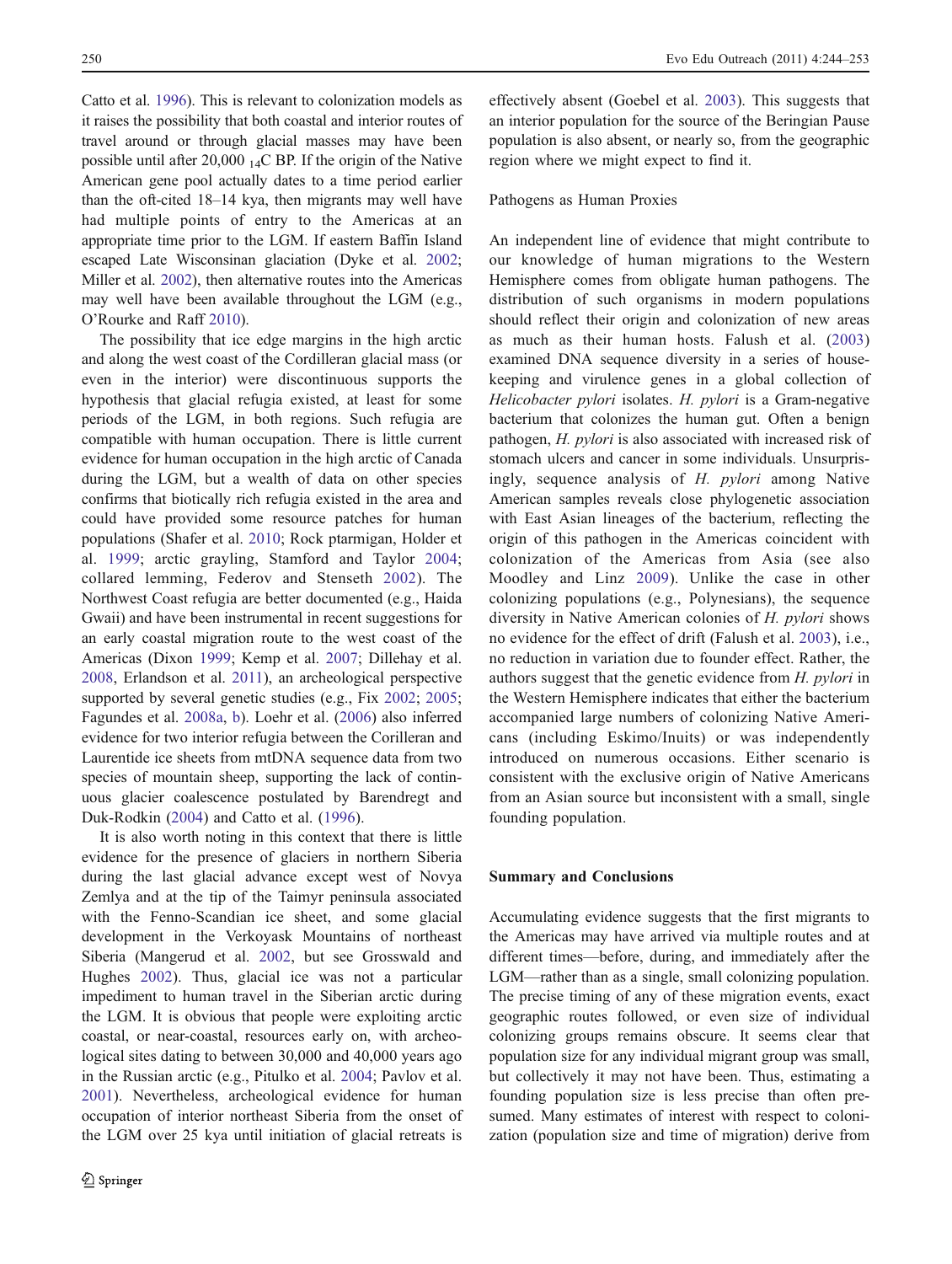Catto et al. 1996). This is relevant to colonization models as it raises the possibility that both coastal and interior routes of travel around or through glacial masses may have been possible until after 20,000 $_{14}$C BP. If the origin of the Native American gene pool actually dates to a time period earlier than the oft-cited 18–14 kya, then migrants may well have had multiple points of entry to the Americas at an appropriate time prior to the LGM. If eastern Baffin Island escaped Late Wisconsinan glaciation (Dyke et al. 2002; Miller et al. 2002), then alternative routes into the Americas may well have been available throughout the LGM (e.g., O'Rourke and Raff 2010).

The possibility that ice edge margins in the high arctic and along the west coast of the Cordilleran glacial mass (or even in the interior) were discontinuous supports the hypothesis that glacial refugia existed, at least for some periods of the LGM, in both regions. Such refugia are compatible with human occupation. There is little current evidence for human occupation in the high arctic of Canada during the LGM, but a wealth of data on other species confirms that biotically rich refugia existed in the area and could have provided some resource patches for human populations (Shafer et al. 2010; Rock ptarmigan, Holder et al. 1999; arctic grayling, Stamford and Taylor 2004; collared lemming, Federov and Stenseth 2002). The Northwest Coast refugia are better documented (e.g., Haida Gwaii) and have been instrumental in recent suggestions for an early coastal migration route to the west coast of the Americas (Dixon 1999; Kemp et al. 2007; Dillehay et al. 2008, Erlandson et al. 2011), an archeological perspective supported by several genetic studies (e.g., Fix 2002; 2005; Fagundes et al. 2008a, b). Loehr et al. (2006) also inferred evidence for two interior refugia between the Corilleran and Laurentide ice sheets from mtDNA sequence data from two species of mountain sheep, supporting the lack of continuous glacier coalescence postulated by Barendregt and Duk-Rodkin (2004) and Catto et al. (1996).

It is also worth noting in this context that there is little evidence for the presence of glaciers in northern Siberia during the last glacial advance except west of Novya Zemlya and at the tip of the Taimyr peninsula associated with the Fenno-Scandian ice sheet, and some glacial development in the Verkoyask Mountains of northeast Siberia (Mangerud et al. 2002, but see Grosswald and Hughes 2002). Thus, glacial ice was not a particular impediment to human travel in the Siberian arctic during the LGM. It is obvious that people were exploiting arctic coastal, or near-coastal, resources early on, with archeological sites dating to between 30,000 and 40,000 years ago in the Russian arctic (e.g., Pitulko et al. 2004; Pavlov et al. 2001). Nevertheless, archeological evidence for human occupation of interior northeast Siberia from the onset of the LGM over 25 kya until initiation of glacial retreats is effectively absent (Goebel et al. 2003). This suggests that an interior population for the source of the Beringian Pause population is also absent, or nearly so, from the geographic region where we might expect to find it.

### Pathogens as Human Proxies

An independent line of evidence that might contribute to our knowledge of human migrations to the Western Hemisphere comes from obligate human pathogens. The distribution of such organisms in modern populations should reflect their origin and colonization of new areas as much as their human hosts. Falush et al. (2003) examined DNA sequence diversity in a series of house-keeping and virulence genes in a global collection of *Helicobacter pylori* isolates. *H. pylori* is a Gram-negative bacterium that colonizes the human gut. Often a benign pathogen, *H. pylori* is also associated with increased risk of stomach ulcers and cancer in some individuals. Unsurprisingly, sequence analysis of *H. pylori* among Native American samples reveals close phylogenetic association with East Asian lineages of the bacterium, reflecting the origin of this pathogen in the Americas coincident with colonization of the Americas from Asia (see also Moodley and Linz 2009). Unlike the case in other colonizing populations (e.g., Polynesians), the sequence diversity in Native American colonies of *H. pylori* shows no evidence for the effect of drift (Falush et al. 2003), i.e., no reduction in variation due to founder effect. Rather, the authors suggest that the genetic evidence from *H. pylori* in the Western Hemisphere indicates that either the bacterium accompanied large numbers of colonizing Native Americans (including Eskimo/Inuits) or was independently introduced on numerous occasions. Either scenario is consistent with the exclusive origin of Native Americans from an Asian source but inconsistent with a small, single founding population.

## Summary and Conclusions

Accumulating evidence suggests that the first migrants to the Americas may have arrived via multiple routes and at different times—before, during, and immediately after the LGM—rather than as a single, small colonizing population. The precise timing of any of these migration events, exact geographic routes followed, or even size of individual colonizing groups remains obscure. It seems clear that population size for any individual migrant group was small, but collectively it may not have been. Thus, estimating a founding population size is less precise than often presumed. Many estimates of interest with respect to colonization (population size and time of migration) derive from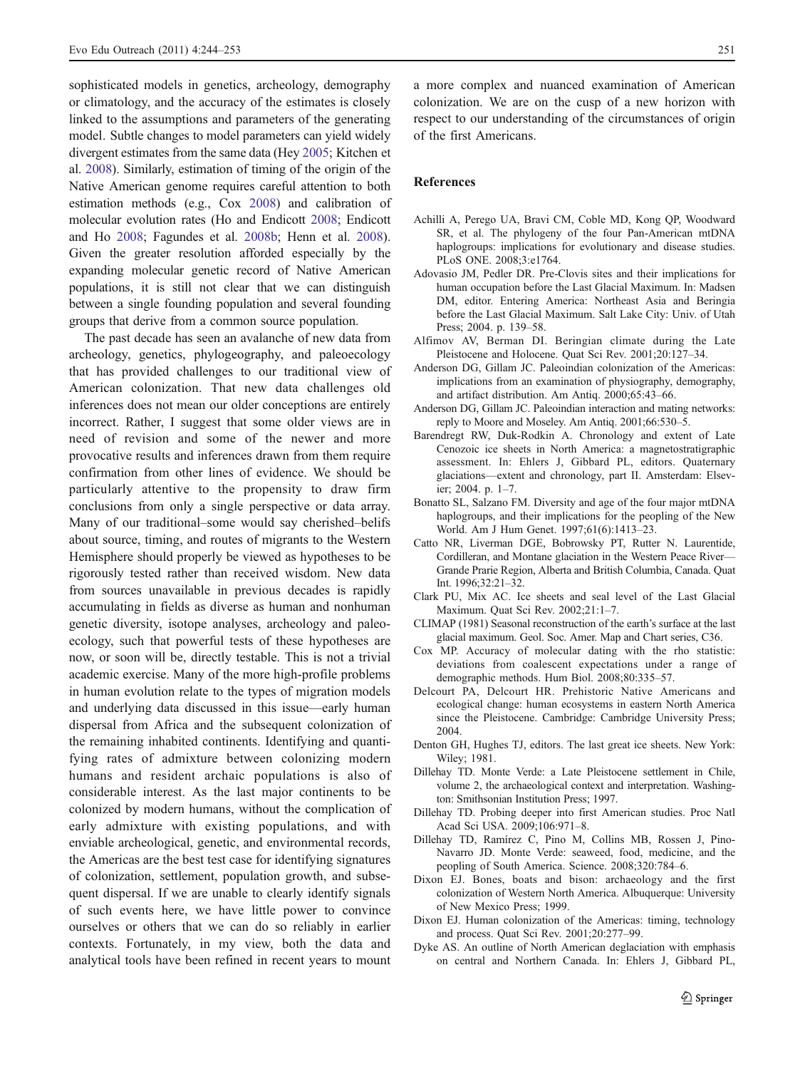sophisticated models in genetics, archeology, demography or climatology, and the accuracy of the estimates is closely linked to the assumptions and parameters of the generating model. Subtle changes to model parameters can yield widely divergent estimates from the same data (Hey 2005; Kitchen et al. 2008). Similarly, estimation of timing of the origin of the Native American genome requires careful attention to both estimation methods (e.g., Cox 2008) and calibration of molecular evolution rates (Ho and Endicott 2008; Endicott and Ho 2008; Fagundes et al. 2008b; Henn et al. 2008). Given the greater resolution afforded especially by the expanding molecular genetic record of Native American populations, it is still not clear that we can distinguish between a single founding population and several founding groups that derive from a common source population.

The past decade has seen an avalanche of new data from archeology, genetics, phylogeography, and paleoecology that has provided challenges to our traditional view of American colonization. That new data challenges old inferences does not mean our older conceptions are entirely incorrect. Rather, I suggest that some older views are in need of revision and some of the newer and more provocative results and inferences drawn from them require confirmation from other lines of evidence. We should be particularly attentive to the propensity to draw firm conclusions from only a single perspective or data array. Many of our traditional–some would say cherished–belifs about source, timing, and routes of migrants to the Western Hemisphere should properly be viewed as hypotheses to be rigorously tested rather than received wisdom. New data from sources unavailable in previous decades is rapidly accumulating in fields as diverse as human and nonhuman genetic diversity, isotope analyses, archeology and paleoecology, such that powerful tests of these hypotheses are now, or soon will be, directly testable. This is not a trivial academic exercise. Many of the more high-profile problems in human evolution relate to the types of migration models and underlying data discussed in this issue—early human dispersal from Africa and the subsequent colonization of the remaining inhabited continents. Identifying and quantifying rates of admixture between colonizing modern humans and resident archaic populations is also of considerable interest. As the last major continents to be colonized by modern humans, without the complication of early admixture with existing populations, and with enviable archeological, genetic, and environmental records, the Americas are the best test case for identifying signatures of colonization, settlement, population growth, and subsequent dispersal. If we are unable to clearly identify signals of such events here, we have little power to convince ourselves or others that we can do so reliably in earlier contexts. Fortunately, in my view, both the data and analytical tools have been refined in recent years to mount a more complex and nuanced examination of American colonization. We are on the cusp of a new horizon with respect to our understanding of the circumstances of origin of the first Americans.

## References

Achilli A, Perego UA, Bravi CM, Coble MD, Kong QP, Woodward SR, et al. The phylogeny of the four Pan-American mtDNA haplogroups: implications for evolutionary and disease studies. PLoS ONE. 2008;3:e1764.

Adovasio JM, Pedler DR. Pre-Clovis sites and their implications for human occupation before the Last Glacial Maximum. In: Madsen DM, editor. Entering America: Northeast Asia and Beringia before the Last Glacial Maximum. Salt Lake City: Univ. of Utah Press; 2004. p. 139–58.

Alfimov AV, Berman DI. Beringian climate during the Late Pleistocene and Holocene. Quat Sci Rev. 2001;20:127–34.

Anderson DG, Gillam JC. Paleoindian colonization of the Americas: implications from an examination of physiography, demography, and artifact distribution. Am Antiq. 2000;65:43–66.

Anderson DG, Gillam JC. Paleoindian interaction and mating networks: reply to Moore and Moseley. Am Antiq. 2001;66:530–5.

Barendregt RW, Duk-Rodkin A. Chronology and extent of Late Cenozoic ice sheets in North America: a magnetostratigraphic assessment. In: Ehlers J, Gibbard PL, editors. Quaternary glaciations—extent and chronology, part II. Amsterdam: Elsevier; 2004. p. 1–7.

Bonatto SL, Salzano FM. Diversity and age of the four major mtDNA haplogroups, and their implications for the peopling of the New World. Am J Hum Genet. 1997;61(6):1413–23.

Catto NR, Liverman DGE, Bobrowsky PT, Rutter N. Laurentide, Cordilleran, and Montane glaciation in the Western Peace River—Grande Prarie Region, Alberta and British Columbia, Canada. Quat Int. 1996;32:21–32.

Clark PU, Mix AC. Ice sheets and seal level of the Last Glacial Maximum. Quat Sci Rev. 2002;21:1–7.

CLIMAP (1981) Seasonal reconstruction of the earth's surface at the last glacial maximum. Geol. Soc. Amer. Map and Chart series, C36.

Cox MP. Accuracy of molecular dating with the rho statistic: deviations from coalescent expectations under a range of demographic methods. Hum Biol. 2008;80:335–57.

Delcourt PA, Delcourt HR. Prehistoric Native Americans and ecological change: human ecosystems in eastern North America since the Pleistocene. Cambridge: Cambridge University Press; 2004.

Denton GH, Hughes TJ, editors. The last great ice sheets. New York: Wiley; 1981.

Dillehay TD. Monte Verde: a Late Pleistocene settlement in Chile, volume 2, the archaeological context and interpretation. Washington: Smithsonian Institution Press; 1997.

Dillehay TD. Probing deeper into first American studies. Proc Natl Acad Sci USA. 2009;106:971–8.

Dillehay TD, Ramírez C, Pino M, Collins MB, Rossen J, Pino-Navarro JD. Monte Verde: seaweed, food, medicine, and the peopling of South America. Science. 2008;320:784–6.

Dixon EJ. Bones, boats and bison: archaeology and the first colonization of Western North America. Albuquerque: University of New Mexico Press; 1999.

Dixon EJ. Human colonization of the Americas: timing, technology and process. Quat Sci Rev. 2001;20:277–99.

Dyke AS. An outline of North American deglaciation with emphasis on central and Northern Canada. In: Ehlers J, Gibbard PL,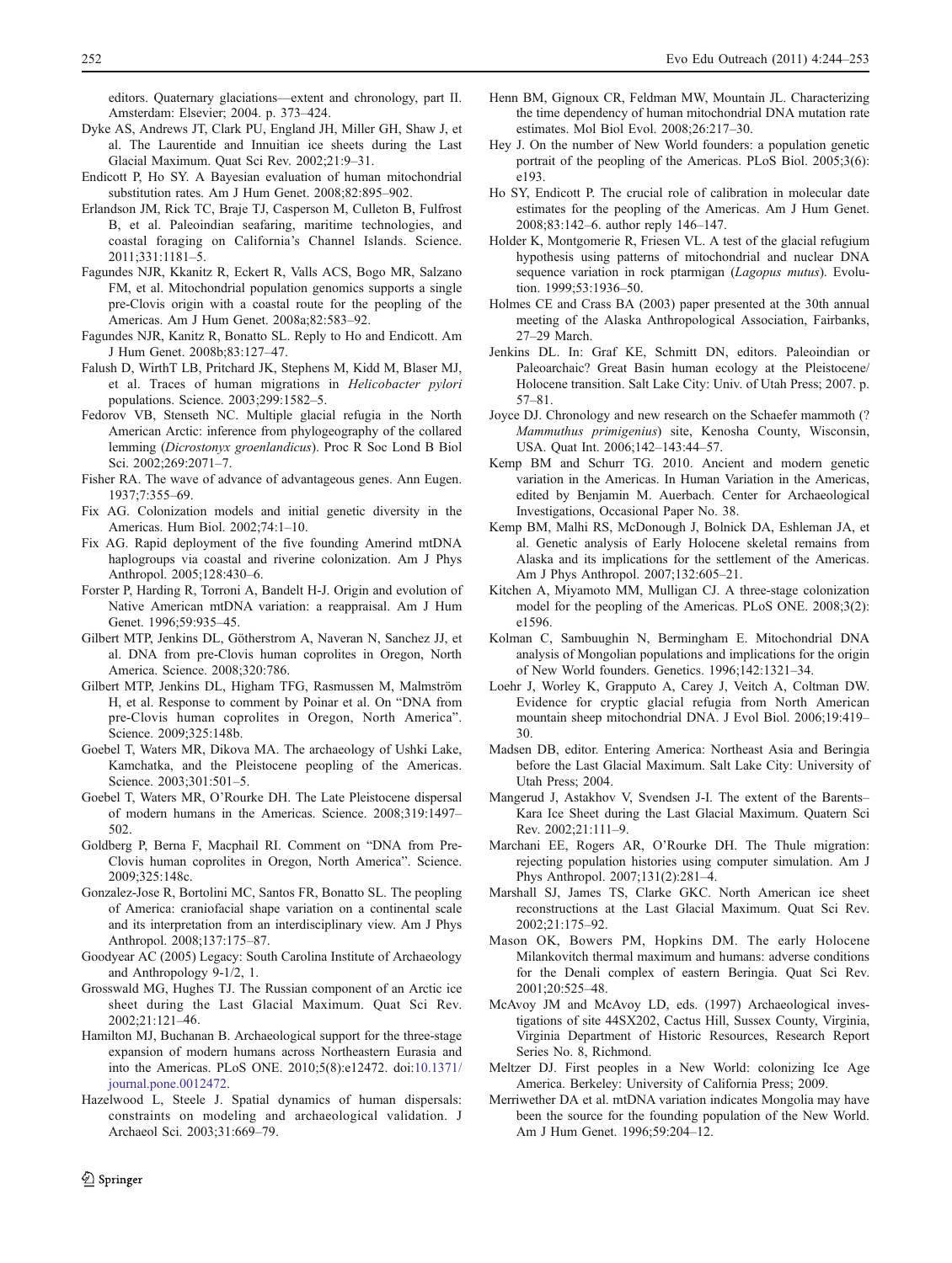editors. Quaternary glaciations—extent and chronology, part II. Amsterdam: Elsevier; 2004. p. 373–424.

Dyke AS, Andrews JT, Clark PU, England JH, Miller GH, Shaw J, et al. The Laurentide and Innuitian ice sheets during the Last Glacial Maximum. Quat Sci Rev. 2002;21:9–31.

Endicott P, Ho SY. A Bayesian evaluation of human mitochondrial substitution rates. Am J Hum Genet. 2008;82:895–902.

Erlandson JM, Rick TC, Braje TJ, Casperson M, Culleton B, Fulfrost B, et al. Paleoindian seafaring, maritime technologies, and coastal foraging on California's Channel Islands. Science. 2011;331:1181–5.

Fagundes NJR, Kkanitz R, Eckert R, Valls ACS, Bogo MR, Salzano FM, et al. Mitochondrial population genomics supports a single pre-Clovis origin with a coastal route for the peopling of the Americas. Am J Hum Genet. 2008a;82:583–92.

Fagundes NJR, Kanitz R, Bonatto SL. Reply to Ho and Endicott. Am J Hum Genet. 2008b;83:127–47.

Falush D, WirthT LB, Pritchard JK, Stephens M, Kidd M, Blaser MJ, et al. Traces of human migrations in *Helicobacter pylori* populations. Science. 2003;299:1582–5.

Fedorov VB, Stenseth NC. Multiple glacial refugia in the North American Arctic: inference from phylogeography of the collared lemming (*Dicrostonyx groenlandicus*). Proc R Soc Lond B Biol Sci. 2002;269:2071–7.

Fisher RA. The wave of advance of advantageous genes. Ann Eugen. 1937;7:355–69.

Fix AG. Colonization models and initial genetic diversity in the Americas. Hum Biol. 2002;74:1–10.

Fix AG. Rapid deployment of the five founding Amerind mtDNA haplogroups via coastal and riverine colonization. Am J Phys Anthropol. 2005;128:430–6.

Forster P, Harding R, Torroni A, Bandelt H-J. Origin and evolution of Native American mtDNA variation: a reappraisal. Am J Hum Genet. 1996;59:935–45.

Gilbert MTP, Jenkins DL, Götherstrom A, Naveran N, Sanchez JJ, et al. DNA from pre-Clovis human coprolites in Oregon, North America. Science. 2008;320:786.

Gilbert MTP, Jenkins DL, Higham TFG, Rasmussen M, Malmström H, et al. Response to comment by Poinar et al. On "DNA from pre-Clovis human coprolites in Oregon, North America". Science. 2009;325:148b.

Goebel T, Waters MR, Dikova MA. The archaeology of Ushki Lake, Kamchatka, and the Pleistocene peopling of the Americas. Science. 2003;301:501–5.

Goebel T, Waters MR, O'Rourke DH. The Late Pleistocene dispersal of modern humans in the Americas. Science. 2008;319:1497–502.

Goldberg P, Berna F, Macphail RI. Comment on "DNA from Pre-Clovis human coprolites in Oregon, North America". Science. 2009;325:148c.

Gonzalez-Jose R, Bortolini MC, Santos FR, Bonatto SL. The peopling of America: craniofacial shape variation on a continental scale and its interpretation from an interdisciplinary view. Am J Phys Anthropol. 2008;137:175–87.

Goodyear AC (2005) Legacy: South Carolina Institute of Archaeology and Anthropology 9-1/2, 1.

Grosswald MG, Hughes TJ. The Russian component of an Arctic ice sheet during the Last Glacial Maximum. Quat Sci Rev. 2002;21:121–46.

Hamilton MJ, Buchanan B. Archaeological support for the three-stage expansion of modern humans across Northeastern Eurasia and into the Americas. PLoS ONE. 2010;5(8):e12472. doi:10.1371/journal.pone.0012472.

Hazelwood L, Steele J. Spatial dynamics of human dispersals: constraints on modeling and archaeological validation. J Archaeol Sci. 2003;31:669–79.

Henn BM, Gignoux CR, Feldman MW, Mountain JL. Characterizing the time dependency of human mitochondrial DNA mutation rate estimates. Mol Biol Evol. 2008;26:217–30.

Hey J. On the number of New World founders: a population genetic portrait of the peopling of the Americas. PLoS Biol. 2005;3(6):e193.

Ho SY, Endicott P. The crucial role of calibration in molecular date estimates for the peopling of the Americas. Am J Hum Genet. 2008;83:142–6. author reply 146–147.

Holder K, Montgomerie R, Friesen VL. A test of the glacial refugium hypothesis using patterns of mitochondrial and nuclear DNA sequence variation in rock ptarmigan (*Lagopus mutus*). Evolution. 1999;53:1936–50.

Holmes CE and Crass BA (2003) paper presented at the 30th annual meeting of the Alaska Anthropological Association, Fairbanks, 27–29 March.

Jenkins DL. In: Graf KE, Schmitt DN, editors. Paleoindian or Paleoarchaic? Great Basin human ecology at the Pleistocene/Holocene transition. Salt Lake City: Univ. of Utah Press; 2007. p. 57–81.

Joyce DJ. Chronology and new research on the Schaefer mammoth (?*Mammuthus primigenius*) site, Kenosha County, Wisconsin, USA. Quat Int. 2006;142–143:44–57.

Kemp BM and Schurr TG. 2010. Ancient and modern genetic variation in the Americas. In Human Variation in the Americas, edited by Benjamin M. Auerbach. Center for Archaeological Investigations, Occasional Paper No. 38.

Kemp BM, Malhi RS, McDonough J, Bolnick DA, Eshleman JA, et al. Genetic analysis of Early Holocene skeletal remains from Alaska and its implications for the settlement of the Americas. Am J Phys Anthropol. 2007;132:605–21.

Kitchen A, Miyamoto MM, Mulligan CJ. A three-stage colonization model for the peopling of the Americas. PLoS ONE. 2008;3(2):e1596.

Kolman C, Sambuughin N, Bermingham E. Mitochondrial DNA analysis of Mongolian populations and implications for the origin of New World founders. Genetics. 1996;142:1321–34.

Loehr J, Worley K, Grapputo A, Carey J, Veitch A, Coltman DW. Evidence for cryptic glacial refugia from North American mountain sheep mitochondrial DNA. J Evol Biol. 2006;19:419–30.

Madsen DB, editor. Entering America: Northeast Asia and Beringia before the Last Glacial Maximum. Salt Lake City: University of Utah Press; 2004.

Mangerud J, Astakhov V, Svendsen J-I. The extent of the Barents–Kara Ice Sheet during the Last Glacial Maximum. Quatern Sci Rev. 2002;21:111–9.

Marchani EE, Rogers AR, O'Rourke DH. The Thule migration: rejecting population histories using computer simulation. Am J Phys Anthropol. 2007;131(2):281–4.

Marshall SJ, James TS, Clarke GKC. North American ice sheet reconstructions at the Last Glacial Maximum. Quat Sci Rev. 2002;21:175–92.

Mason OK, Bowers PM, Hopkins DM. The early Holocene Milankovitch thermal maximum and humans: adverse conditions for the Denali complex of eastern Beringia. Quat Sci Rev. 2001;20:525–48.

McAvoy JM and McAvoy LD, eds. (1997) Archaeological investigations of site 44SX202, Cactus Hill, Sussex County, Virginia, Virginia Department of Historic Resources, Research Report Series No. 8, Richmond.

Meltzer DJ. First peoples in a New World: colonizing Ice Age America. Berkeley: University of California Press; 2009.

Merriwether DA et al. mtDNA variation indicates Mongolia may have been the source for the founding population of the New World. Am J Hum Genet. 1996;59:204–12.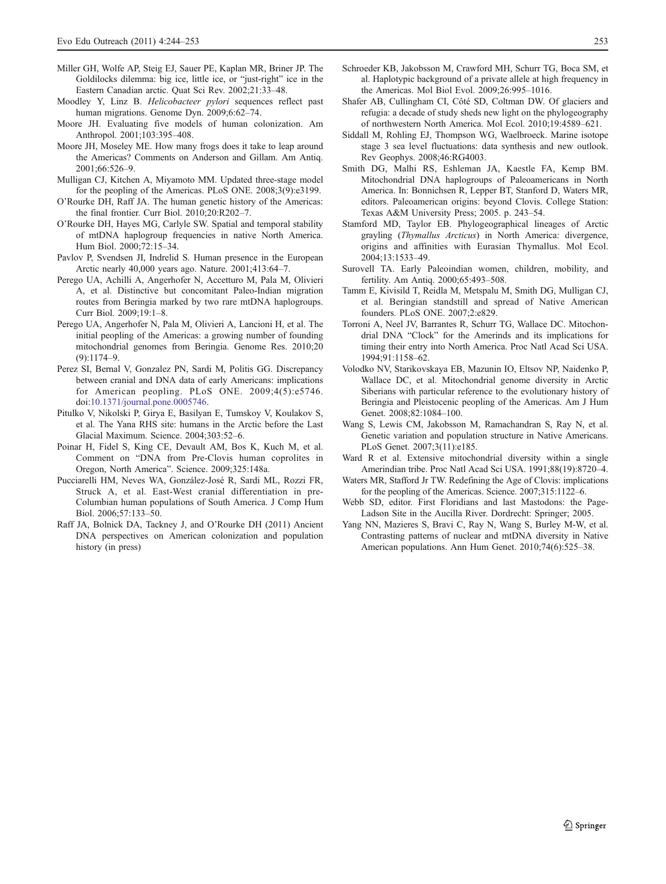Miller GH, Wolfe AP, Steig EJ, Sauer PE, Kaplan MR, Briner JP. The Goldilocks dilemma: big ice, little ice, or "just-right" ice in the Eastern Canadian arctic. Quat Sci Rev. 2002;21:33–48.

Moodley Y, Linz B. *Helicobacteer pylori* sequences reflect past human migrations. Genome Dyn. 2009;6:62–74.

Moore JH. Evaluating five models of human colonization. Am Anthropol. 2001;103:395–408.

Moore JH, Moseley ME. How many frogs does it take to leap around the Americas? Comments on Anderson and Gillam. Am Antiq. 2001;66:526–9.

Mulligan CJ, Kitchen A, Miyamoto MM. Updated three-stage model for the peopling of the Americas. PLoS ONE. 2008;3(9):e3199.

O'Rourke DH, Raff JA. The human genetic history of the Americas: the final frontier. Curr Biol. 2010;20:R202–7.

O'Rourke DH, Hayes MG, Carlyle SW. Spatial and temporal stability of mtDNA haplogroup frequencies in native North America. Hum Biol. 2000;72:15–34.

Pavlov P, Svendsen JI, Indrelid S. Human presence in the European Arctic nearly 40,000 years ago. Nature. 2001;413:64–7.

Perego UA, Achilli A, Angerhofer N, Accetturo M, Pala M, Olivieri A, et al. Distinctive but concomitant Paleo-Indian migration routes from Beringia marked by two rare mtDNA haplogroups. Curr Biol. 2009;19:1–8.

Perego UA, Angerhofer N, Pala M, Olivieri A, Lancioni H, et al. The initial peopling of the Americas: a growing number of founding mitochondrial genomes from Beringia. Genome Res. 2010;20 (9):1174–9.

Perez SI, Bernal V, Gonzalez PN, Sardi M, Politis GG. Discrepancy between cranial and DNA data of early Americans: implications for American peopling. PLoS ONE. 2009;4(5):e5746. doi:10.1371/journal.pone.0005746.

Pitulko V, Nikolski P, Girya E, Basilyan E, Tumskoy V, Koulakov S, et al. The Yana RHS site: humans in the Arctic before the Last Glacial Maximum. Science. 2004;303:52–6.

Poinar H, Fidel S, King CE, Devault AM, Bos K, Kuch M, et al. Comment on "DNA from Pre-Clovis human coprolites in Oregon, North America". Science. 2009;325:148a.

Pucciarelli HM, Neves WA, González-José R, Sardi ML, Rozzi FR, Struck A, et al. East-West cranial differentiation in pre-Columbian human populations of South America. J Comp Hum Biol. 2006;57:133–50.

Raff JA, Bolnick DA, Tackney J, and O'Rourke DH (2011) Ancient DNA perspectives on American colonization and population history (in press)

Schroeder KB, Jakobsson M, Crawford MH, Schurr TG, Boca SM, et al. Haplotypic background of a private allele at high frequency in the Americas. Mol Biol Evol. 2009;26:995–1016.

Shafer AB, Cullingham CI, Côté SD, Coltman DW. Of glaciers and refugia: a decade of study sheds new light on the phylogeography of northwestern North America. Mol Ecol. 2010;19:4589–621.

Siddall M, Rohling EJ, Thompson WG, Waelbroeck. Marine isotope stage 3 sea level fluctuations: data synthesis and new outlook. Rev Geophys. 2008;46:RG4003.

Smith DG, Malhi RS, Eshleman JA, Kaestle FA, Kemp BM. Mitochondrial DNA haplogroups of Paleoamericans in North America. In: Bonnichsen R, Lepper BT, Stanford D, Waters MR, editors. Paleoamerican origins: beyond Clovis. College Station: Texas A&M University Press; 2005. p. 243–54.

Stamford MD, Taylor EB. Phylogeographical lineages of Arctic grayling (*Thymallus Arcticus*) in North America: divergence, origins and affinities with Eurasian Thymallus. Mol Ecol. 2004;13:1533–49.

Surovell TA. Early Paleoindian women, children, mobility, and fertility. Am Antiq. 2000;65:493–508.

Tamm E, Kivisild T, Reidla M, Metspalu M, Smith DG, Mulligan CJ, et al. Beringian standstill and spread of Native American founders. PLoS ONE. 2007;2:e829.

Torroni A, Neel JV, Barrantes R, Schurr TG, Wallace DC. Mitochondrial DNA "Clock" for the Amerinds and its implications for timing their entry into North America. Proc Natl Acad Sci USA. 1994;91:1158–62.

Volodko NV, Starikovskaya EB, Mazunin IO, Eltsov NP, Naidenko P, Wallace DC, et al. Mitochondrial genome diversity in Arctic Siberians with particular reference to the evolutionary history of Beringia and Pleistocenic peopling of the Americas. Am J Hum Genet. 2008;82:1084–100.

Wang S, Lewis CM, Jakobsson M, Ramachandran S, Ray N, et al. Genetic variation and population structure in Native Americans. PLoS Genet. 2007;3(11):e185.

Ward R et al. Extensive mitochondrial diversity within a single Amerindian tribe. Proc Natl Acad Sci USA. 1991;88(19):8720–4.

Waters MR, Stafford Jr TW. Redefining the Age of Clovis: implications for the peopling of the Americas. Science. 2007;315:1122–6.

Webb SD, editor. First Floridians and last Mastodons: the Page-Ladson Site in the Aucilla River. Dordrecht: Springer; 2005.

Yang NN, Mazieres S, Bravi C, Ray N, Wang S, Burley M-W, et al. Contrasting patterns of nuclear and mtDNA diversity in Native American populations. Ann Hum Genet. 2010;74(6):525–38.